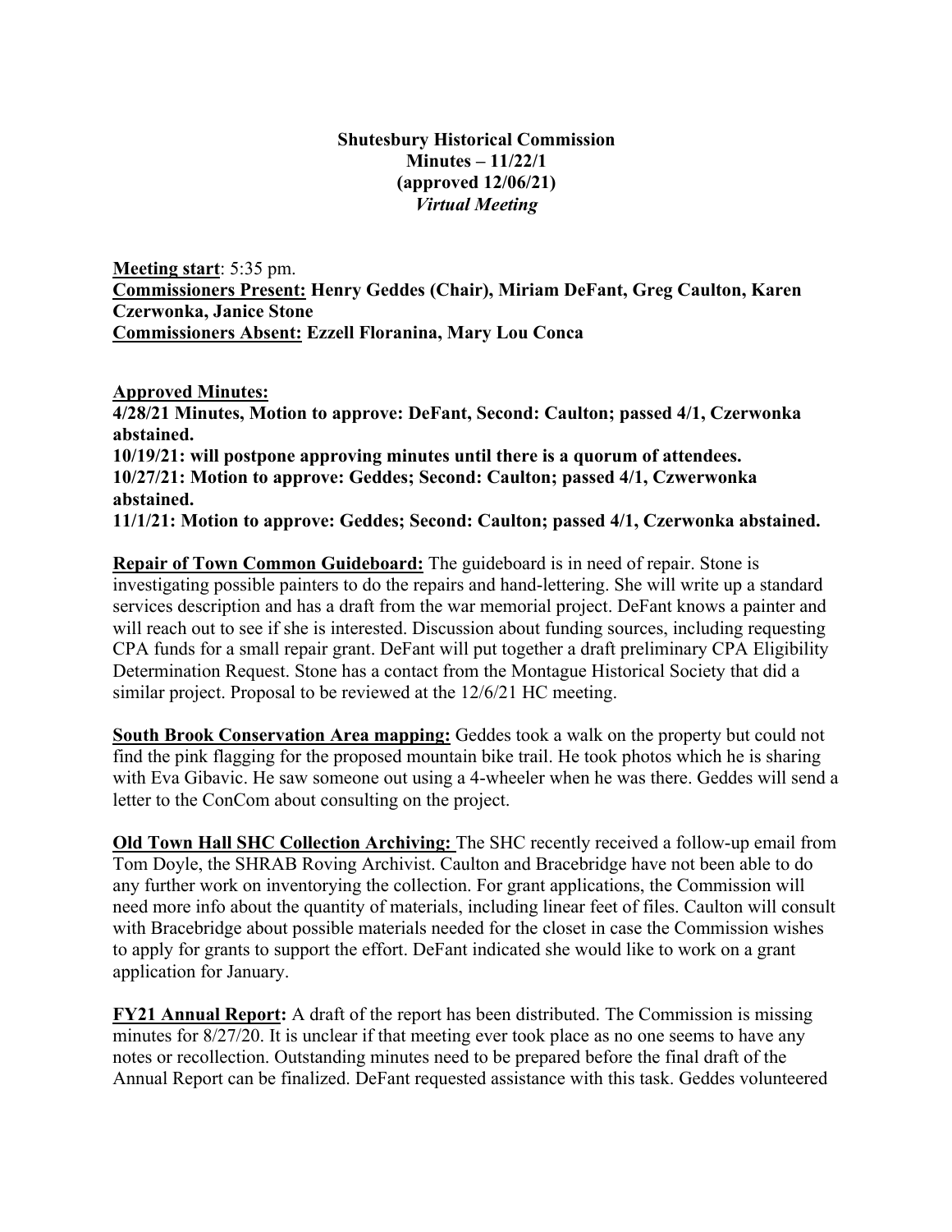**Shutesbury Historical Commission**
**Minutes – 11/22/1**
**(approved 12/06/21)**
***Virtual Meeting***

**Meeting start**: 5:35 pm.
**Commissioners Present: Henry Geddes (Chair), Miriam DeFant, Greg Caulton, Karen Czerwonka, Janice Stone**
**Commissioners Absent: Ezzell Floranina, Mary Lou Conca**

**Approved Minutes:**
**4/28/21 Minutes, Motion to approve: DeFant, Second: Caulton; passed 4/1, Czerwonka abstained.**
**10/19/21: will postpone approving minutes until there is a quorum of attendees.**
**10/27/21: Motion to approve: Geddes; Second: Caulton; passed 4/1, Czwerwonka abstained.**
**11/1/21: Motion to approve: Geddes; Second: Caulton; passed 4/1, Czerwonka abstained.**

**Repair of Town Common Guideboard:** The guideboard is in need of repair. Stone is investigating possible painters to do the repairs and hand-lettering. She will write up a standard services description and has a draft from the war memorial project. DeFant knows a painter and will reach out to see if she is interested. Discussion about funding sources, including requesting CPA funds for a small repair grant. DeFant will put together a draft preliminary CPA Eligibility Determination Request. Stone has a contact from the Montague Historical Society that did a similar project. Proposal to be reviewed at the 12/6/21 HC meeting.

**South Brook Conservation Area mapping:** Geddes took a walk on the property but could not find the pink flagging for the proposed mountain bike trail. He took photos which he is sharing with Eva Gibavic. He saw someone out using a 4-wheeler when he was there. Geddes will send a letter to the ConCom about consulting on the project.

**Old Town Hall SHC Collection Archiving:** The SHC recently received a follow-up email from Tom Doyle, the SHRAB Roving Archivist. Caulton and Bracebridge have not been able to do any further work on inventorying the collection. For grant applications, the Commission will need more info about the quantity of materials, including linear feet of files. Caulton will consult with Bracebridge about possible materials needed for the closet in case the Commission wishes to apply for grants to support the effort. DeFant indicated she would like to work on a grant application for January.

**FY21 Annual Report:** A draft of the report has been distributed. The Commission is missing minutes for 8/27/20. It is unclear if that meeting ever took place as no one seems to have any notes or recollection. Outstanding minutes need to be prepared before the final draft of the Annual Report can be finalized. DeFant requested assistance with this task. Geddes volunteered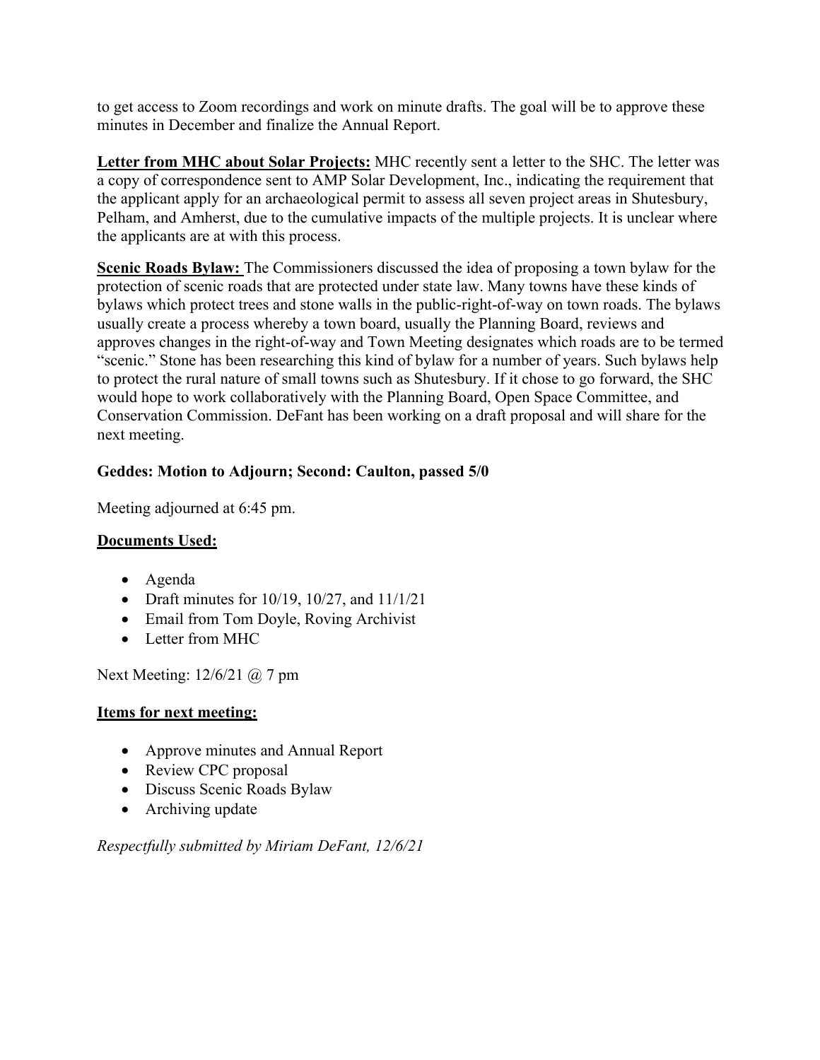to get access to Zoom recordings and work on minute drafts. The goal will be to approve these minutes in December and finalize the Annual Report.

**Letter from MHC about Solar Projects:** MHC recently sent a letter to the SHC. The letter was a copy of correspondence sent to AMP Solar Development, Inc., indicating the requirement that the applicant apply for an archaeological permit to assess all seven project areas in Shutesbury, Pelham, and Amherst, due to the cumulative impacts of the multiple projects. It is unclear where the applicants are at with this process.

**Scenic Roads Bylaw:** The Commissioners discussed the idea of proposing a town bylaw for the protection of scenic roads that are protected under state law. Many towns have these kinds of bylaws which protect trees and stone walls in the public-right-of-way on town roads. The bylaws usually create a process whereby a town board, usually the Planning Board, reviews and approves changes in the right-of-way and Town Meeting designates which roads are to be termed "scenic." Stone has been researching this kind of bylaw for a number of years. Such bylaws help to protect the rural nature of small towns such as Shutesbury. If it chose to go forward, the SHC would hope to work collaboratively with the Planning Board, Open Space Committee, and Conservation Commission. DeFant has been working on a draft proposal and will share for the next meeting.

**Geddes: Motion to Adjourn; Second: Caulton, passed 5/0**

Meeting adjourned at 6:45 pm.

**Documents Used:**

- Agenda
- Draft minutes for 10/19, 10/27, and 11/1/21
- Email from Tom Doyle, Roving Archivist
- Letter from MHC

Next Meeting: 12/6/21 @ 7 pm

**Items for next meeting:**

- Approve minutes and Annual Report
- Review CPC proposal
- Discuss Scenic Roads Bylaw
- Archiving update

*Respectfully submitted by Miriam DeFant, 12/6/21*